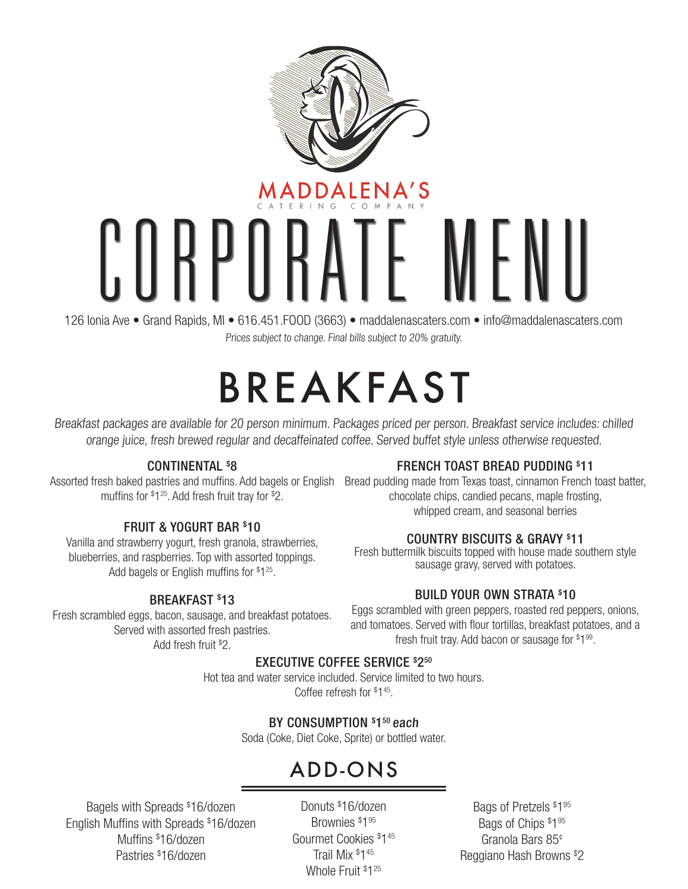MADDALENA'S
CATERING COMPANY

# CORPORATE MENU

126 Ionia Ave • Grand Rapids, MI • 616.451.FOOD (3663) • maddalenascaters.com • info@maddalenascaters.com

*Prices subject to change. Final bills subject to 20% gratuity.*

## BREAKFAST

*Breakfast packages are available for 20 person minimum. Packages priced per person. Breakfast service includes: chilled orange juice, fresh brewed regular and decaffeinated coffee. Served buffet style unless otherwise requested.*

### CONTINENTAL $8

Assorted fresh baked pastries and muffins. Add bagels or English muffins for $1.25. Add fresh fruit tray for $2.

### FRUIT & YOGURT BAR $10

Vanilla and strawberry yogurt, fresh granola, strawberries, blueberries, and raspberries. Top with assorted toppings. Add bagels or English muffins for $1.25.

### BREAKFAST $13

Fresh scrambled eggs, bacon, sausage, and breakfast potatoes. Served with assorted fresh pastries. Add fresh fruit $2.

### FRENCH TOAST BREAD PUDDING $11

Bread pudding made from Texas toast, cinnamon French toast batter, chocolate chips, candied pecans, maple frosting, whipped cream, and seasonal berries

### COUNTRY BISCUITS & GRAVY $11

Fresh buttermilk biscuits topped with house made southern style sausage gravy, served with potatoes.

### BUILD YOUR OWN STRATA $10

Eggs scrambled with green peppers, roasted red peppers, onions, and tomatoes. Served with flour tortillas, breakfast potatoes, and a fresh fruit tray. Add bacon or sausage for $1.99.

### EXECUTIVE COFFEE SERVICE $2.50

Hot tea and water service included. Service limited to two hours. Coffee refresh for $1.45.

### BY CONSUMPTION $1.50 *each*

Soda (Coke, Diet Coke, Sprite) or bottled water.

## ADD-ONS

Bagels with Spreads $16/dozen
English Muffins with Spreads $16/dozen
Muffins $16/dozen
Pastries $16/dozen

Donuts $16/dozen
Brownies $1.95
Gourmet Cookies $1.45
Trail Mix $1.45
Whole Fruit $1.25

Bags of Pretzels $1.95
Bags of Chips $1.95
Granola Bars 85¢
Reggiano Hash Browns $2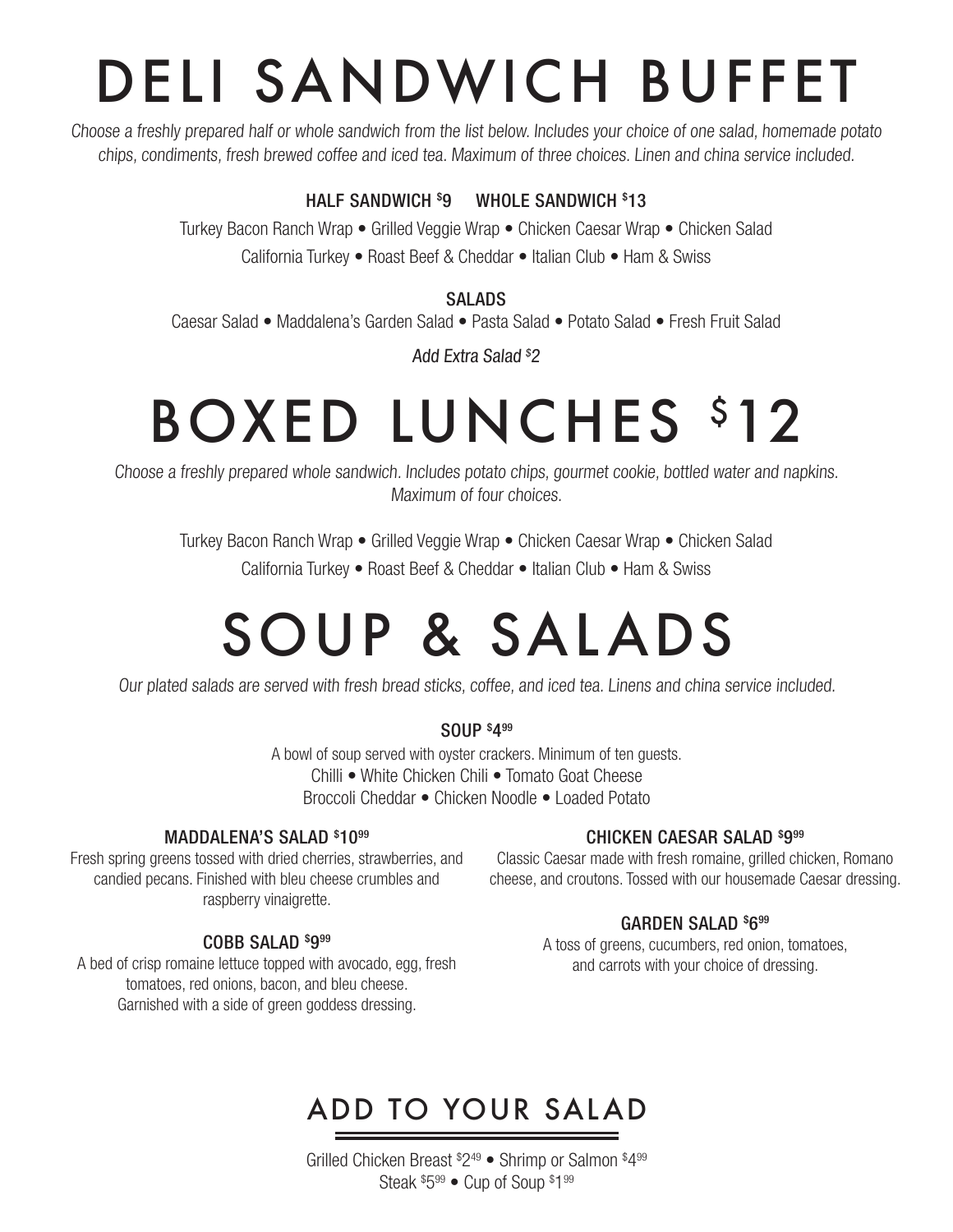# DELI SANDWICH BUFFET

*Choose a freshly prepared half or whole sandwich from the list below. Includes your choice of one salad, homemade potato chips, condiments, fresh brewed coffee and iced tea. Maximum of three choices. Linen and china service included.*

**HALF SANDWICH $9 WHOLE SANDWICH $13**

Turkey Bacon Ranch Wrap • Grilled Veggie Wrap • Chicken Caesar Wrap • Chicken Salad
California Turkey • Roast Beef & Cheddar • Italian Club • Ham & Swiss

**SALADS**

Caesar Salad • Maddalena's Garden Salad • Pasta Salad • Potato Salad • Fresh Fruit Salad

*Add Extra Salad $2*

# BOXED LUNCHES $12

*Choose a freshly prepared whole sandwich. Includes potato chips, gourmet cookie, bottled water and napkins. Maximum of four choices.*

Turkey Bacon Ranch Wrap • Grilled Veggie Wrap • Chicken Caesar Wrap • Chicken Salad
California Turkey • Roast Beef & Cheddar • Italian Club • Ham & Swiss

# SOUP & SALADS

*Our plated salads are served with fresh bread sticks, coffee, and iced tea. Linens and china service included.*

**SOUP $4.99**

A bowl of soup served with oyster crackers. Minimum of ten guests.
Chilli • White Chicken Chili • Tomato Goat Cheese
Broccoli Cheddar • Chicken Noodle • Loaded Potato

**MADDALENA'S SALAD $10.99**

Fresh spring greens tossed with dried cherries, strawberries, and candied pecans. Finished with bleu cheese crumbles and raspberry vinaigrette.

**COBB SALAD $9.99**

A bed of crisp romaine lettuce topped with avocado, egg, fresh tomatoes, red onions, bacon, and bleu cheese. Garnished with a side of green goddess dressing.

**CHICKEN CAESAR SALAD $9.99**

Classic Caesar made with fresh romaine, grilled chicken, Romano cheese, and croutons. Tossed with our housemade Caesar dressing.

**GARDEN SALAD $6.99**

A toss of greens, cucumbers, red onion, tomatoes, and carrots with your choice of dressing.

## ADD TO YOUR SALAD

Grilled Chicken Breast $2.49 • Shrimp or Salmon $4.99
Steak $5.99 • Cup of Soup $1.99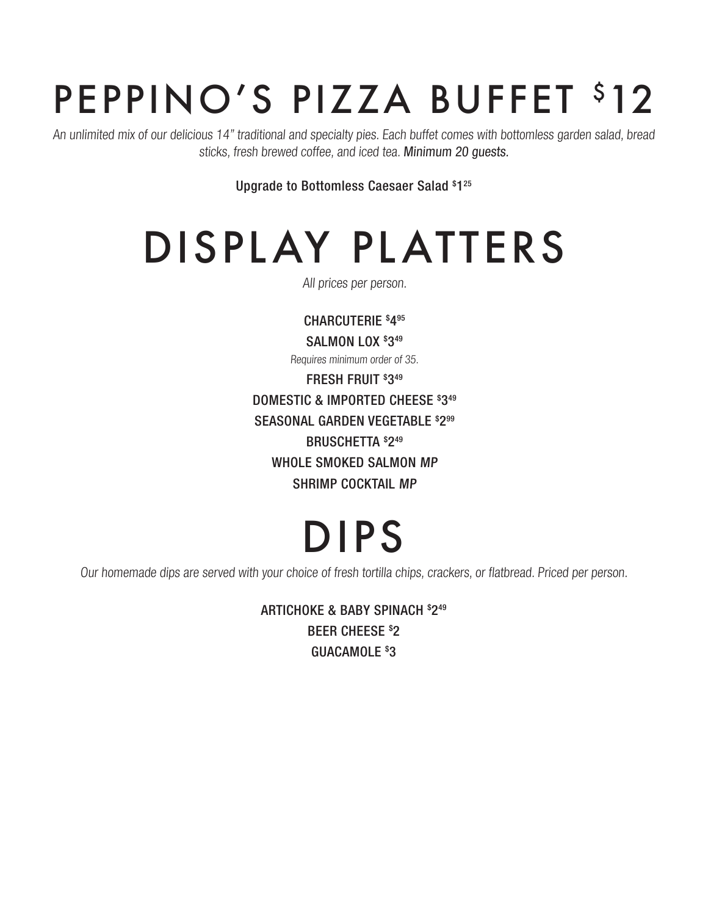# PEPPINO'S PIZZA BUFFET $12

*An unlimited mix of our delicious 14" traditional and specialty pies. Each buffet comes with bottomless garden salad, bread sticks, fresh brewed coffee, and iced tea.* Minimum 20 guests.

**Upgrade to Bottomless Caesaer Salad $1.25**

# DISPLAY PLATTERS

*All prices per person.*

**CHARCUTERIE $4.95**

**SALMON LOX $3.49**

*Requires minimum order of 35.*

**FRESH FRUIT $3.49**

**DOMESTIC & IMPORTED CHEESE $3.49**

**SEASONAL GARDEN VEGETABLE $2.99**

**BRUSCHETTA $2.49**

**WHOLE SMOKED SALMON *MP***

**SHRIMP COCKTAIL *MP***

# DIPS

*Our homemade dips are served with your choice of fresh tortilla chips, crackers, or flatbread. Priced per person.*

**ARTICHOKE & BABY SPINACH $2.49**

**BEER CHEESE $2**

**GUACAMOLE $3**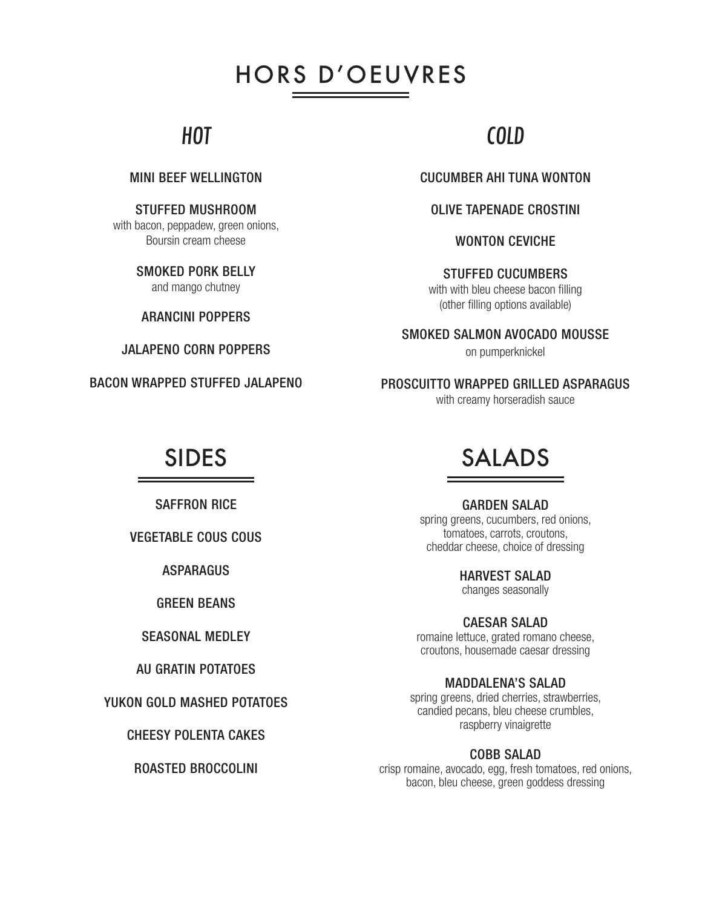# HORS D'OEUVRES

## *HOT*

**MINI BEEF WELLINGTON**

**STUFFED MUSHROOM**
with bacon, peppadew, green onions,
Boursin cream cheese

**SMOKED PORK BELLY**
and mango chutney

**ARANCINI POPPERS**

**JALAPENO CORN POPPERS**

**BACON WRAPPED STUFFED JALAPENO**

## *COLD*

**CUCUMBER AHI TUNA WONTON**

**OLIVE TAPENADE CROSTINI**

**WONTON CEVICHE**

**STUFFED CUCUMBERS**
with with bleu cheese bacon filling
(other filling options available)

**SMOKED SALMON AVOCADO MOUSSE**
on pumperknickel

**PROSCUITTO WRAPPED GRILLED ASPARAGUS**
with creamy horseradish sauce

# SIDES

**SAFFRON RICE**

**VEGETABLE COUS COUS**

**ASPARAGUS**

**GREEN BEANS**

**SEASONAL MEDLEY**

**AU GRATIN POTATOES**

**YUKON GOLD MASHED POTATOES**

**CHEESY POLENTA CAKES**

**ROASTED BROCCOLINI**

# SALADS

**GARDEN SALAD**
spring greens, cucumbers, red onions,
tomatoes, carrots, croutons,
cheddar cheese, choice of dressing

**HARVEST SALAD**
changes seasonally

**CAESAR SALAD**
romaine lettuce, grated romano cheese,
croutons, housemade caesar dressing

**MADDALENA'S SALAD**
spring greens, dried cherries, strawberries,
candied pecans, bleu cheese crumbles,
raspberry vinaigrette

**COBB SALAD**
crisp romaine, avocado, egg, fresh tomatoes, red onions,
bacon, bleu cheese, green goddess dressing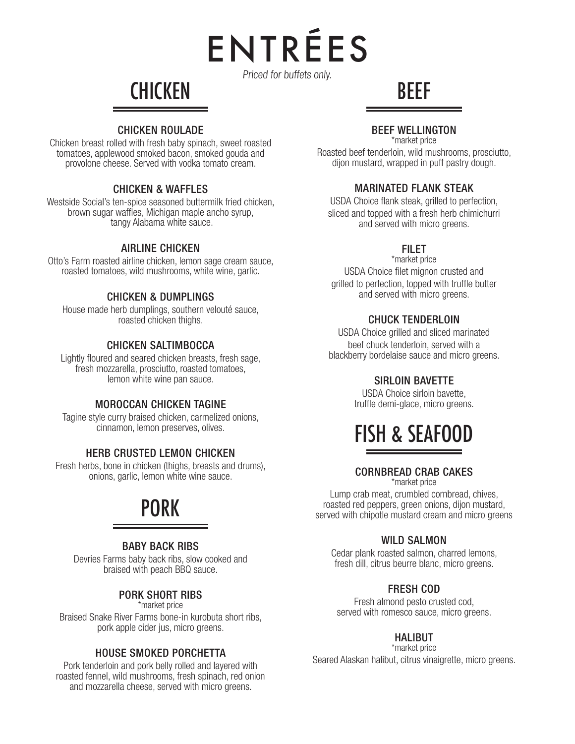# ENTRÉES

*Priced for buffets only.*

## CHICKEN

### CHICKEN ROULADE

Chicken breast rolled with fresh baby spinach, sweet roasted tomatoes, applewood smoked bacon, smoked gouda and provolone cheese. Served with vodka tomato cream.

### CHICKEN & WAFFLES

Westside Social's ten-spice seasoned buttermilk fried chicken, brown sugar waffles, Michigan maple ancho syrup, tangy Alabama white sauce.

### AIRLINE CHICKEN

Otto's Farm roasted airline chicken, lemon sage cream sauce, roasted tomatoes, wild mushrooms, white wine, garlic.

### CHICKEN & DUMPLINGS

House made herb dumplings, southern velouté sauce, roasted chicken thighs.

### CHICKEN SALTIMBOCCA

Lightly floured and seared chicken breasts, fresh sage, fresh mozzarella, prosciutto, roasted tomatoes, lemon white wine pan sauce.

### MOROCCAN CHICKEN TAGINE

Tagine style curry braised chicken, carmelized onions, cinnamon, lemon preserves, olives.

### HERB CRUSTED LEMON CHICKEN

Fresh herbs, bone in chicken (thighs, breasts and drums), onions, garlic, lemon white wine sauce.

## PORK

### BABY BACK RIBS

Devries Farms baby back ribs, slow cooked and braised with peach BBQ sauce.

### PORK SHORT RIBS

*market price

Braised Snake River Farms bone-in kurobuta short ribs, pork apple cider jus, micro greens.

### HOUSE SMOKED PORCHETTA

Pork tenderloin and pork belly rolled and layered with roasted fennel, wild mushrooms, fresh spinach, red onion and mozzarella cheese, served with micro greens.

## BEEF

### BEEF WELLINGTON

*market price

Roasted beef tenderloin, wild mushrooms, prosciutto, dijon mustard, wrapped in puff pastry dough.

### MARINATED FLANK STEAK

USDA Choice flank steak, grilled to perfection, sliced and topped with a fresh herb chimichurri and served with micro greens.

### FILET

*market price

USDA Choice filet mignon crusted and grilled to perfection, topped with truffle butter and served with micro greens.

### CHUCK TENDERLOIN

USDA Choice grilled and sliced marinated beef chuck tenderloin, served with a blackberry bordelaise sauce and micro greens.

### SIRLOIN BAVETTE

USDA Choice sirloin bavette, truffle demi-glace, micro greens.

## FISH & SEAFOOD

### CORNBREAD CRAB CAKES

*market price

Lump crab meat, crumbled cornbread, chives, roasted red peppers, green onions, dijon mustard, served with chipotle mustard cream and micro greens

### WILD SALMON

Cedar plank roasted salmon, charred lemons, fresh dill, citrus beurre blanc, micro greens.

### FRESH COD

Fresh almond pesto crusted cod, served with romesco sauce, micro greens.

### HALIBUT

*market price

Seared Alaskan halibut, citrus vinaigrette, micro greens.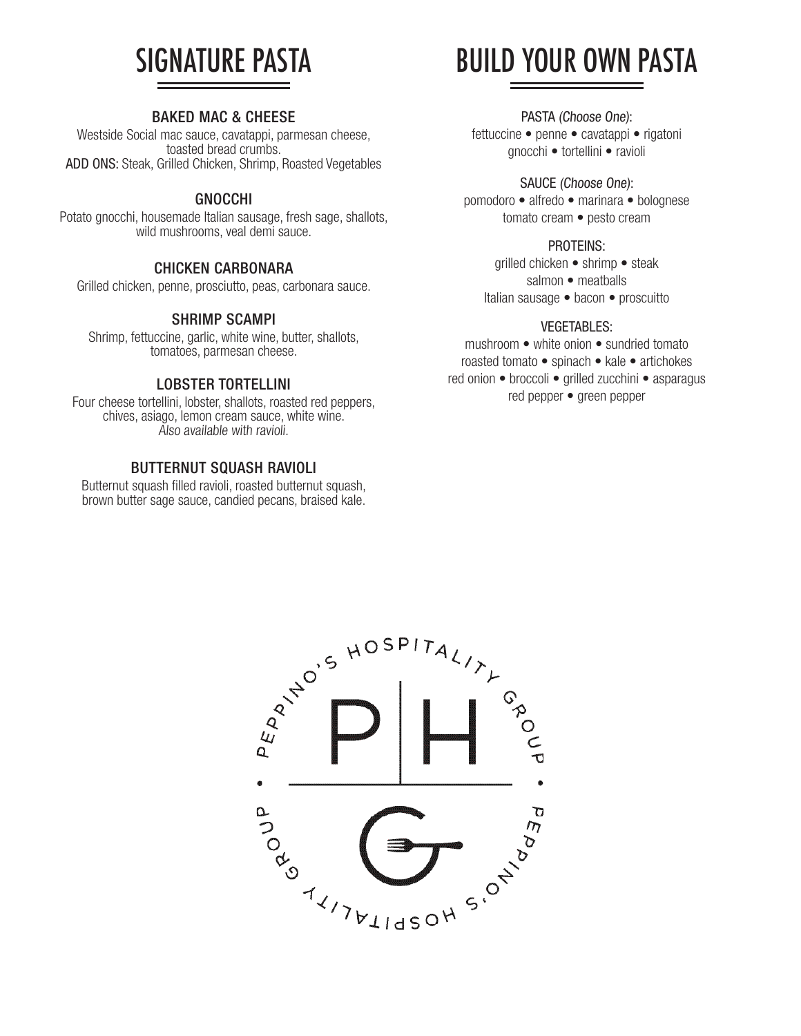# SIGNATURE PASTA

### BAKED MAC & CHEESE

Westside Social mac sauce, cavatappi, parmesan cheese, toasted bread crumbs.
**ADD ONS:** Steak, Grilled Chicken, Shrimp, Roasted Vegetables

### GNOCCHI

Potato gnocchi, housemade Italian sausage, fresh sage, shallots, wild mushrooms, veal demi sauce.

### CHICKEN CARBONARA

Grilled chicken, penne, prosciutto, peas, carbonara sauce.

### SHRIMP SCAMPI

Shrimp, fettuccine, garlic, white wine, butter, shallots, tomatoes, parmesan cheese.

### LOBSTER TORTELLINI

Four cheese tortellini, lobster, shallots, roasted red peppers, chives, asiago, lemon cream sauce, white wine.
*Also available with ravioli.*

### BUTTERNUT SQUASH RAVIOLI

Butternut squash filled ravioli, roasted butternut squash, brown butter sage sauce, candied pecans, braised kale.

# BUILD YOUR OWN PASTA

### PASTA *(Choose One)*:

fettuccine • penne • cavatappi • rigatoni
gnocchi • tortellini • ravioli

### SAUCE *(Choose One)*:

pomodoro • alfredo • marinara • bolognese
tomato cream • pesto cream

### PROTEINS:

grilled chicken • shrimp • steak
salmon • meatballs
Italian sausage • bacon • proscuitto

### VEGETABLES:

mushroom • white onion • sundried tomato
roasted tomato • spinach • kale • artichokes
red onion • broccoli • grilled zucchini • asparagus
red pepper • green pepper

PEPPINO'S HOSPITALITY GROUP • PEPPINO'S HOSPITALITY GROUP

PHG